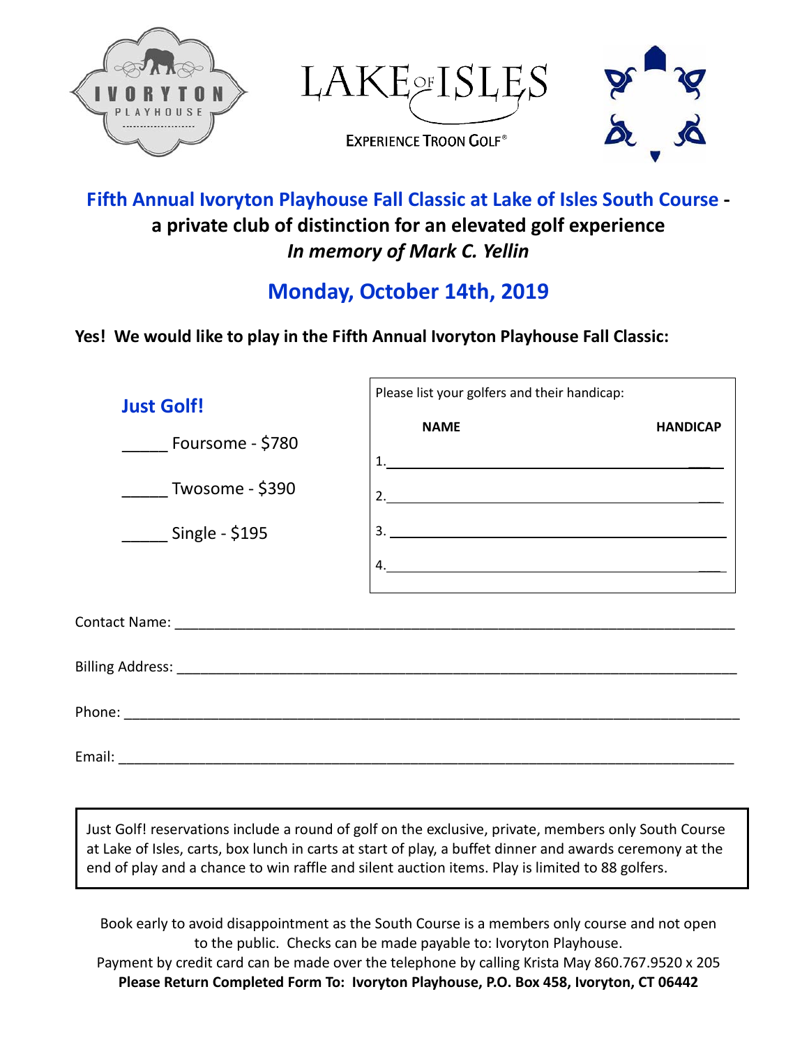IVORYTON PLAYHOUSE

LAKE OF ISLES

EXPERIENCE TROON GOLF®

## Fifth Annual Ivoryton Playhouse Fall Classic at Lake of Isles South Course - a private club of distinction for an elevated golf experience

***In memory of Mark C. Yellin***

## Monday, October 14th, 2019

**Yes! We would like to play in the Fifth Annual Ivoryton Playhouse Fall Classic:**

### Just Golf!

_____ Foursome - $780

_____ Twosome - $390

_____ Single - $195

Please list your golfers and their handicap:

| NAME | HANDICAP |
|---|---|
| 1. | |
| 2. | |
| 3. | |
| 4. | |

Contact Name: ____________________

Billing Address: ____________________

Phone: ____________________

Email: ____________________

Just Golf! reservations include a round of golf on the exclusive, private, members only South Course at Lake of Isles, carts, box lunch in carts at start of play, a buffet dinner and awards ceremony at the end of play and a chance to win raffle and silent auction items. Play is limited to 88 golfers.

Book early to avoid disappointment as the South Course is a members only course and not open to the public. Checks can be made payable to: Ivoryton Playhouse.

Payment by credit card can be made over the telephone by calling Krista May 860.767.9520 x 205

**Please Return Completed Form To: Ivoryton Playhouse, P.O. Box 458, Ivoryton, CT 06442**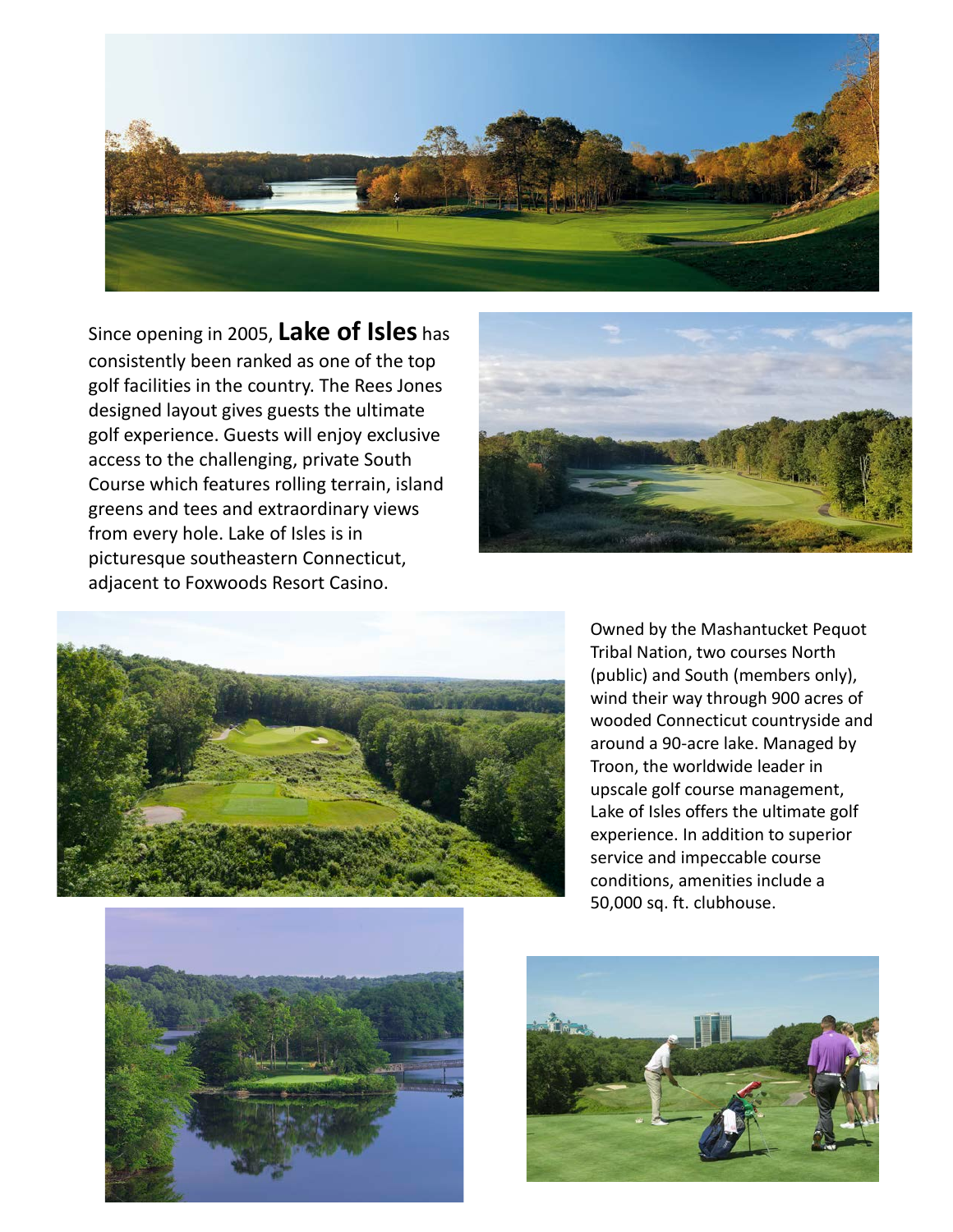Since opening in 2005, **Lake of Isles** has consistently been ranked as one of the top golf facilities in the country. The Rees Jones designed layout gives guests the ultimate golf experience. Guests will enjoy exclusive access to the challenging, private South Course which features rolling terrain, island greens and tees and extraordinary views from every hole. Lake of Isles is in picturesque southeastern Connecticut, adjacent to Foxwoods Resort Casino.

Owned by the Mashantucket Pequot Tribal Nation, two courses North (public) and South (members only), wind their way through 900 acres of wooded Connecticut countryside and around a 90-acre lake. Managed by Troon, the worldwide leader in upscale golf course management, Lake of Isles offers the ultimate golf experience. In addition to superior service and impeccable course conditions, amenities include a 50,000 sq. ft. clubhouse.